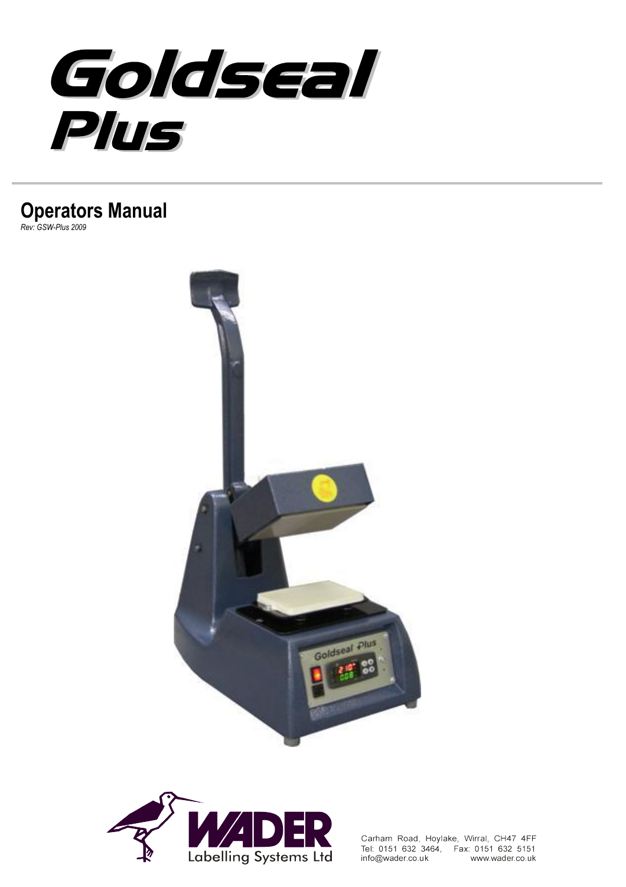# Goldseal Plus

## Operators Manual

*Rev: GSW-Plus 2009*

WADER Labelling Systems Ltd

Carham Road, Hoylake, Wirral, CH47 4FF
Tel: 0151 632 3464, Fax: 0151 632 5151
info@wader.co.uk www.wader.co.uk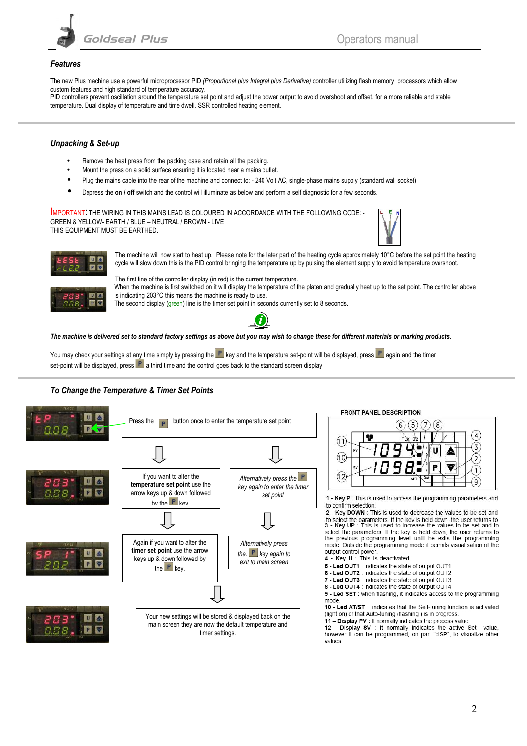## Features

The new Plus machine use a powerful microprocessor PID *(Proportional plus Integral plus Derivative)* controller utilizing flash memory processors which allow custom features and high standard of temperature accuracy.
PID controllers prevent oscillation around the temperature set point and adjust the power output to avoid overshoot and offset, for a more reliable and stable temperature. Dual display of temperature and time dwell. SSR controlled heating element.

## Unpacking & Set-up

- Remove the heat press from the packing case and retain all the packing.
- Mount the press on a solid surface ensuring it is located near a mains outlet.
- Plug the mains cable into the rear of the machine and connect to: - 240 Volt AC, single-phase mains supply (standard wall socket)
- Depress the **on / off** switch and the control will illuminate as below and perform a self diagnostic for a few seconds.

IMPORTANT: THE WIRING IN THIS MAINS LEAD IS COLOURED IN ACCORDANCE WITH THE FOLLOWING CODE: -
GREEN & YELLOW- EARTH / BLUE – NEUTRAL / BROWN - LIVE
THIS EQUIPMENT MUST BE EARTHED.

The machine will now start to heat up. Please note for the later part of the heating cycle approximately 10°C before the set point the heating cycle will slow down this is the PID control bringing the temperature up by pulsing the element supply to avoid temperature overshoot.

The first line of the controller display (in red) is the current temperature.
When the machine is first switched on it will display the temperature of the platen and gradually heat up to the set point. The controller above is indicating 203°C this means the machine is ready to use.
The second display (green) line is the timer set point in seconds currently set to 8 seconds.

***The machine is delivered set to standard factory settings as above but you may wish to change these for different materials or marking products.***

You may check your settings at any time simply by pressing the P key and the temperature set-point will be displayed, press P again and the timer set-point will be displayed, press P a third time and the control goes back to the standard screen display

## To Change the Temperature & Timer Set Points

Press the P button once to enter the temperature set point

If you want to alter the **temperature set point** use the arrow keys up & down followed by the P key.

*Alternatively press the P key again to enter the timer set point*

Again if you want to alter the **timer set point** use the arrow keys up & down followed by the P key.

*Alternatively press the. P key again to exit to main screen*

Your new settings will be stored & displayed back on the main screen they are now the default temperature and timer settings.

### FRONT PANEL DESCRIPTION

**1 - Key P** : This is used to access the programming parameters and to confirm selection.
**2 - Key DOWN** : This is used to decrease the values to be set and to select the parameters. If the key is held down, the user returns to
**3 - Key UP** : This is used to increase the values to be set and to select the parameters. If the key is held down, the user returns to the previous programming level until he exits the programming mode. Outside the programming mode it permits visualisation of the output control power.
**4 - Key U** : This is deactivated
**5 - Led OUT1** : indicates the state of output OUT1
**6 - Led OUT2** : indicates the state of output OUT2
**7 - Led OUT3** : indicates the state of output OUT3
**8 - Led OUT4** : indicates the state of output OUT4
**9 - Led SET** : when flashing, it indicates access to the programming mode.
**10 - Led AT/ST** : indicates that the Self-tuning function is activated (light on) or that Auto-tuning (flashing ) is in progress.
**11 – Display PV** : It normally indicates the process value
**12 - Display SV** : It normally indicates the active Set value, however it can be programmed, on par. "diSP", to visualize other values.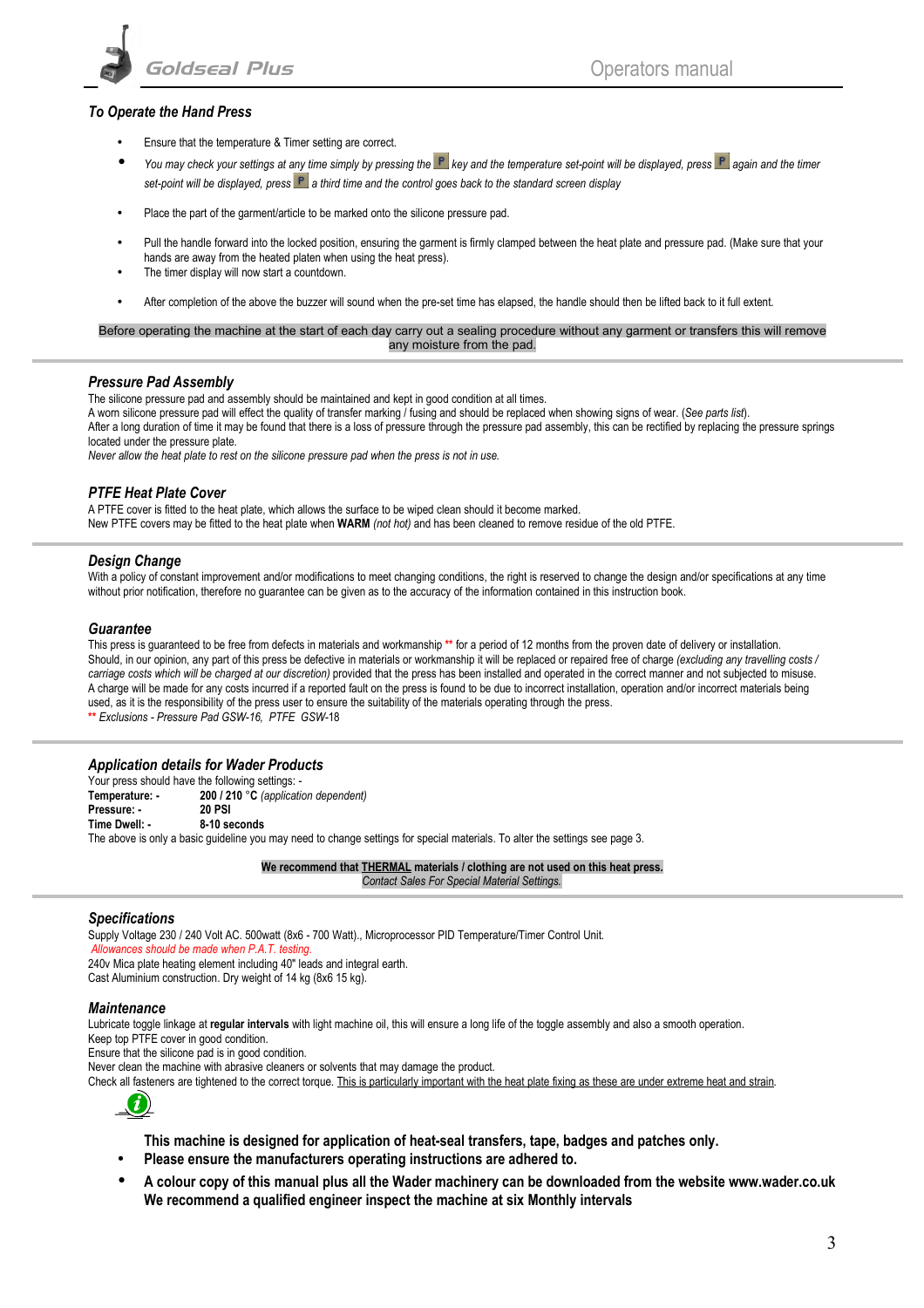## *To Operate the Hand Press*

- Ensure that the temperature & Timer setting are correct.
- *You may check your settings at any time simply by pressing the* **P** *key and the temperature set-point will be displayed, press* **P** *again and the timer set-point will be displayed, press* **P** *a third time and the control goes back to the standard screen display*
- Place the part of the garment/article to be marked onto the silicone pressure pad.
- Pull the handle forward into the locked position, ensuring the garment is firmly clamped between the heat plate and pressure pad. (Make sure that your hands are away from the heated platen when using the heat press).
- The timer display will now start a countdown.
- After completion of the above the buzzer will sound when the pre-set time has elapsed, the handle should then be lifted back to it full extent.

Before operating the machine at the start of each day carry out a sealing procedure without any garment or transfers this will remove any moisture from the pad.

## *Pressure Pad Assembly*

The silicone pressure pad and assembly should be maintained and kept in good condition at all times.
A worn silicone pressure pad will effect the quality of transfer marking / fusing and should be replaced when showing signs of wear. (*See parts list*).
After a long duration of time it may be found that there is a loss of pressure through the pressure pad assembly, this can be rectified by replacing the pressure springs located under the pressure plate.
*Never allow the heat plate to rest on the silicone pressure pad when the press is not in use.*

## *PTFE Heat Plate Cover*

A PTFE cover is fitted to the heat plate, which allows the surface to be wiped clean should it become marked.
New PTFE covers may be fitted to the heat plate when **WARM** *(not hot)* and has been cleaned to remove residue of the old PTFE.

## *Design Change*

With a policy of constant improvement and/or modifications to meet changing conditions, the right is reserved to change the design and/or specifications at any time without prior notification, therefore no guarantee can be given as to the accuracy of the information contained in this instruction book.

## *Guarantee*

This press is guaranteed to be free from defects in materials and workmanship ** for a period of 12 months from the proven date of delivery or installation.
Should, in our opinion, any part of this press be defective in materials or workmanship it will be replaced or repaired free of charge *(excluding any travelling costs / carriage costs which will be charged at our discretion)* provided that the press has been installed and operated in the correct manner and not subjected to misuse.
A charge will be made for any costs incurred if a reported fault on the press is found to be due to incorrect installation, operation and/or incorrect materials being used, as it is the responsibility of the press user to ensure the suitability of the materials operating through the press.
** *Exclusions - Pressure Pad GSW-16, PTFE GSW*-18

## *Application details for Wader Products*

Your press should have the following settings: -

**Temperature: -** **200 / 210 °C** *(application dependent)*
**Pressure: -** **20 PSI**
**Time Dwell: -** **8-10 seconds**

The above is only a basic guideline you may need to change settings for special materials. To alter the settings see page 3.

**We recommend that THERMAL materials / clothing are not used on this heat press.**
*Contact Sales For Special Material Settings.*

## *Specifications*

Supply Voltage 230 / 240 Volt AC. 500watt (8x6 - 700 Watt)., Microprocessor PID Temperature/Timer Control Unit.
*Allowances should be made when P.A.T. testing.*
240v Mica plate heating element including 40" leads and integral earth.
Cast Aluminium construction. Dry weight of 14 kg (8x6 15 kg).

## *Maintenance*

Lubricate toggle linkage at **regular intervals** with light machine oil, this will ensure a long life of the toggle assembly and also a smooth operation.
Keep top PTFE cover in good condition.
Ensure that the silicone pad is in good condition.
Never clean the machine with abrasive cleaners or solvents that may damage the product.
Check all fasteners are tightened to the correct torque. This is particularly important with the heat plate fixing as these are under extreme heat and strain.

**This machine is designed for application of heat-seal transfers, tape, badges and patches only.**

- **Please ensure the manufacturers operating instructions are adhered to.**
- **A colour copy of this manual plus all the Wader machinery can be downloaded from the website www.wader.co.uk We recommend a qualified engineer inspect the machine at six Monthly intervals**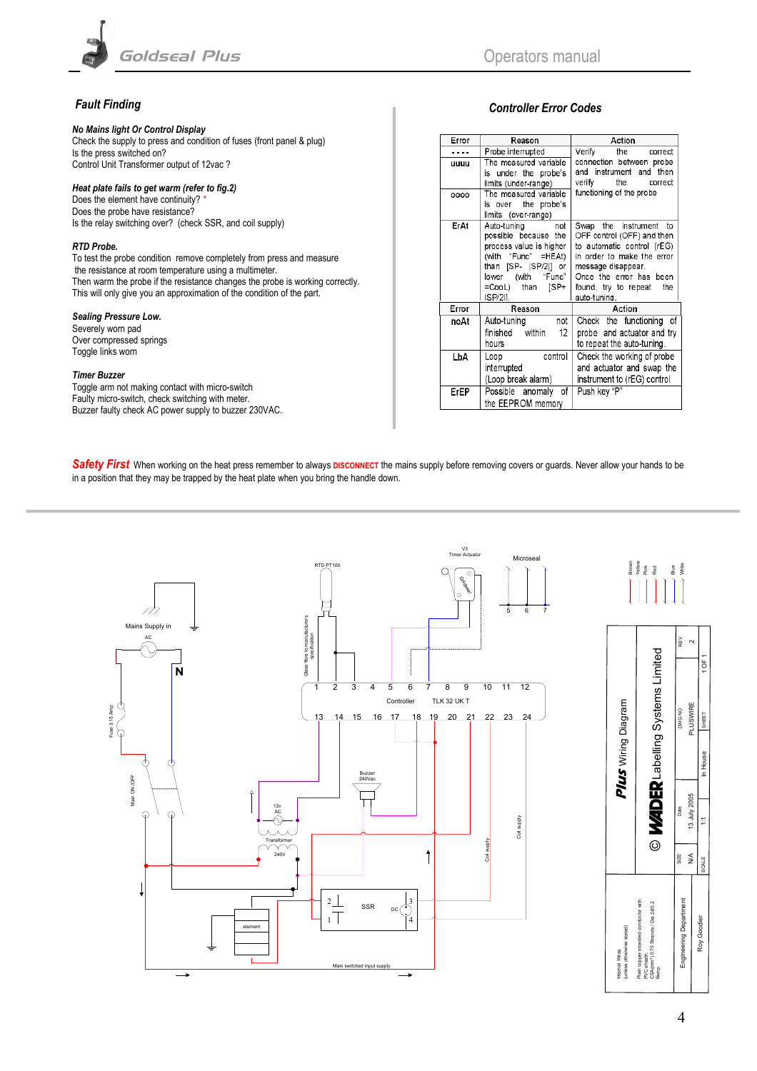## Fault Finding

**No Mains light Or Control Display**
Check the supply to press and condition of fuses (front panel & plug)
Is the press switched on?
Control Unit Transformer output of 12vac ?

**Heat plate fails to get warm (refer to fig.2)**
Does the element have continuity? *
Does the probe have resistance?
Is the relay switching over? (check SSR, and coil supply)

**RTD Probe.**
To test the probe condition remove completely from press and measure the resistance at room temperature using a multimeter.
Then warm the probe if the resistance changes the probe is working correctly.
This will only give you an approximation of the condition of the part.

**Sealing Pressure Low.**
Severely worn pad
Over compressed springs
Toggle links worn

**Timer Buzzer**
Toggle arm not making contact with micro-switch
Faulty micro-switch, check switching with meter.
Buzzer faulty check AC power supply to buzzer 230VAC.

## Controller Error Codes

| Error | Reason | Action |
|---|---|---|
| ---- | Probe interrupted | Verify the correct connection between probe and instrument and then verify the correct functioning of the probe |
| uuuu | The measured variable is under the probe's limits (under-range) | |
| oooo | The measured variable is over the probe's limits (over-range) | |
| ErAt | Auto-tuning not possible because the process value is higher (with "Func" =HEAt) than [SP- \|SP/2\|] or lower (with "Func" =CooL) than [SP+ \|SP/2\|]. | Swap the instrument to OFF control (OFF) and then to automatic control (rEG) in order to make the error message disappear. Once the error has been found, try to repeat the auto-tuning. |
| noAt | Auto-tuning not finished within 12 hours | Check the functioning of probe and actuator and try to repeat the auto-tuning. |
| LbA | Loop control interrupted (Loop break alarm) | Check the working of probe and actuator and swap the instrument to (rEG) control |
| ErEP | Possible anomaly of the EEPROM memory | Push key "P" |

***Safety First*** When working on the heat press remember to always **DISCONNECT** the mains supply before removing covers or guards. Never allow your hands to be in a position that they may be trapped by the heat plate when you bring the handle down.

Mains Supply in, AC, N, Fuse 3.15 Amp, Main ON OFF, RTD PT100, Glass fibre to manufacturers specification, V3 Timer Actuator, Microseal 5 6 7, Controller TLK 32 UK T, Buzzer 240Vac, 12v AC, Transformer 240V, Coil supply, element, SSR, DC, Main switched input supply, Brown, Yellow, Pink, Red, Blue, White

***Plus*** Wiring Diagram
© WADER Labelling Systems Limited

| REV | DWG NO | SHEET | Date | SIZE | SCALE |
|---|---|---|---|---|---|
| 2 | PLUSWIRE | 1 OF 1 | 13 July 2005 | N/A | 1:1 |

In House

Internal Wires (unless otherwise stated): Plain copper stranded conductor with PVC sheath. CSA(mm²) 0.75 Strands / Dia 24/0.2 6amp

Engineering Department — Roy Goodier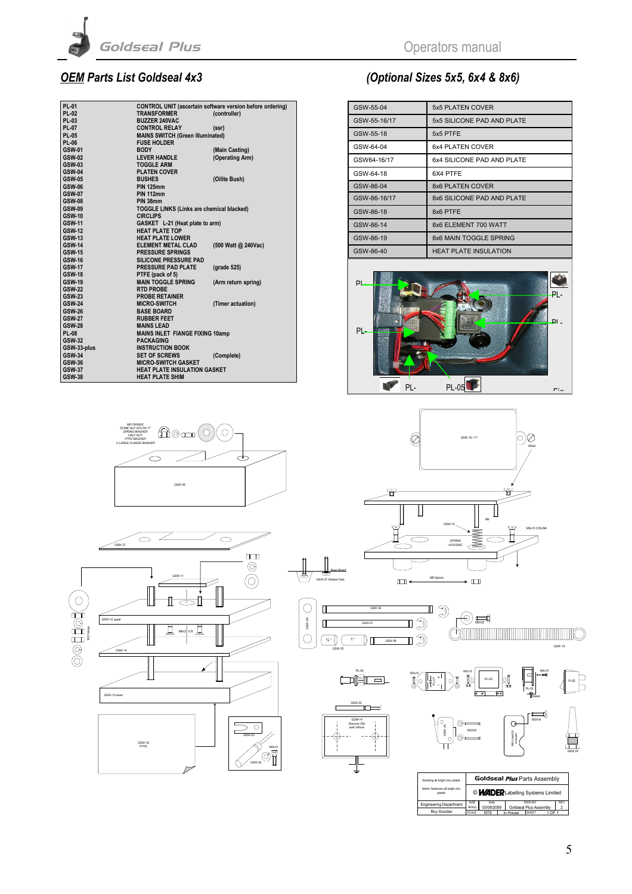## *OEM Parts List Goldseal 4x3*

| | | |
|---|---|---|
| PL-01 | CONTROL UNIT (ascertain software version before ordering) | |
| PL-02 | TRANSFORMER | (controller) |
| PL-03 | BUZZER 240VAC | |
| PL-07 | CONTROL RELAY | (ssr) |
| PL-05 | MAINS SWITCH (Green Illuminated) | |
| PL-06 | FUSE HOLDER | |
| GSW-01 | BODY | (Main Casting) |
| GSW-02 | LEVER HANDLE | (Operating Arm) |
| GSW-03 | TOGGLE ARM | |
| GSW-04 | PLATEN COVER | |
| GSW-05 | BUSHES | (Oilite Bush) |
| GSW-06 | PIN 125mm | |
| GSW-07 | PIN 112mm | |
| GSW-08 | PIN 38mm | |
| GSW-09 | TOGGLE LINKS (Links are chemical blacked) | |
| GSW-10 | CIRCLIPS | |
| GSW-11 | GASKET L-21 (Heat plate to arm) | |
| GSW-12 | HEAT PLATE TOP | |
| GSW-13 | HEAT PLATE LOWER | |
| GSW-14 | ELEMENT METAL CLAD | (500 Watt @ 240Vac) |
| GSW-15 | PRESSURE SPRINGS | |
| GSW-16 | SILICONE PRESSURE PAD | |
| GSW-17 | PRESSURE PAD PLATE | (grade 525) |
| GSW-18 | PTFE (pack of 5) | |
| GSW-19 | MAIN TOGGLE SPRING | (Arm return spring) |
| GSW-22 | RTD PROBE | |
| GSW-23 | PROBE RETAINER | |
| GSW-24 | MICRO-SWITCH | (Timer actuation) |
| GSW-26 | BASE BOARD | |
| GSW-27 | RUBBER FEET | |
| GSW-28 | MAINS LEAD | |
| PL-08 | MAINS INLET FLANGE FIXING 10amp | |
| GSW-32 | PACKAGING | |
| GSW-33-plus | INSTRUCTION BOOK | |
| GSW-34 | SET OF SCREWS | (Complete) |
| GSW-36 | MICRO-SWITCH GASKET | |
| GSW-37 | HEAT PLATE INSULATION GASKET | |
| GSW-38 | HEAT PLATE SHIM | |

## *(Optional Sizes 5x5, 6x4 & 8x6)*

| | |
|---|---|
| GSW-55-04 | 5x5 PLATEN COVER |
| GSW-55-16/17 | 5x5 SILICONE PAD AND PLATE |
| GSW-55-18 | 5x5 PTFE |
| GSW-64-04 | 6x4 PLATEN COVER |
| GSW64-16/17 | 6x4 SILICONE PAD AND PLATE |
| GSW-64-18 | 6X4 PTFE |
| GSW-86-04 | 8x6 PLATEN COVER |
| GSW-86-16/17 | 8x6 SILICONE PAD AND PLATE |
| GSW-86-18 | 8x6 PTFE |
| GSW-86-14 | 8x6 ELEMENT 700 WATT |
| GSW-86-19 | 8x6 MAIN TOGGLE SPRING |
| GSW-86-40 | HEAT PLATE INSULATION |

PL-
PL-
PL-
PL-
PL-
PL-05

M6 FIXINGS
DOME NUT NYLON 77
SPRING WASHER
HALF NUT
PTFE WASHER
½ LARGE FLANGE WASHER

GSW 06
GSW-07
GSW-11
GSW-12 upper
M6x3 C/S
M6 flange
GSW 14
GSW-13 lower
GSW-18 PTFE
GSW-23
M5x12
GSW-22

GSW 16 / 17
M5x8
M6
GSW-15
M5x15 C/SUNK
SPRING HOUSING
Base Board
GSW-27 Rubber Feet
M6 Nylock
GSW 08
GSW 07
GSW 09
½ "
1"
GSW 05
GSW 08
M5X20
GSW 19
PL-06
M3x16
M3x12
PL-02
PL-03
M4x10
M4x6
PL05
GSW-22
GSW-14 Element 500 watt 240vac
GSW 24
M3X20
M5X16
Microswitch actuator
GSW 28

| | | | | | | |
|---|---|---|---|---|---|---|
| Studding all bright zinc plated. | Goldseal *Plus* Parts Assembly | | | | | |
| Metric fasteners all bright zinc plated. | © WADER Labelling Systems Limited | | | | | |
| Engineering Department | SIZE A4/Imp | Date 03/08/2009 | DWG NO Goldseal Plus Assembly | | | REV 2 |
| Roy Goodier | SCALE NTS | In House | SHEET 1 OF 1 | | | |